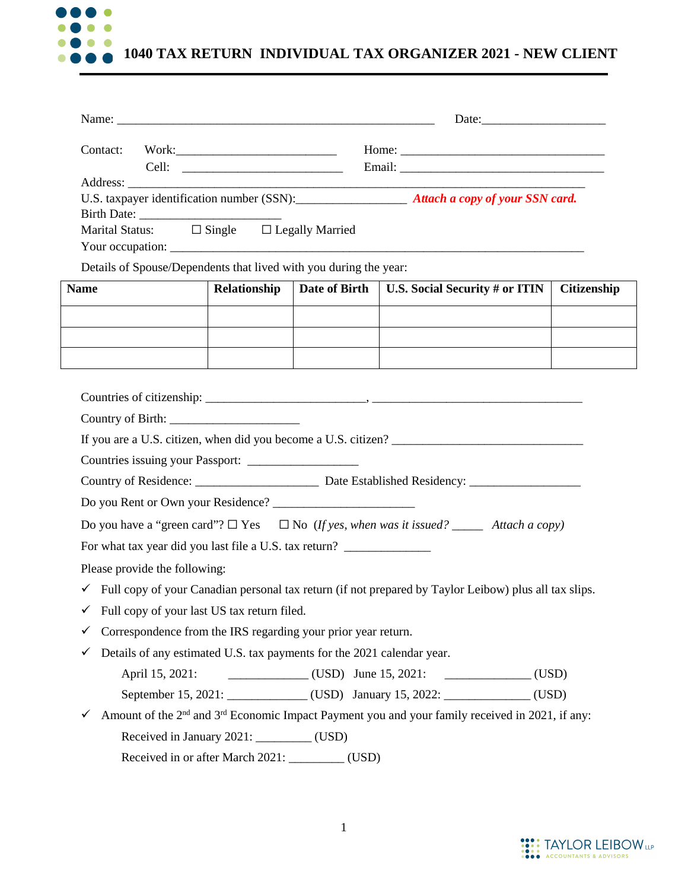# 1040 TAX RETURN INDIVIDUAL TAX ORGANIZER 2021 - NEW CLIENT

Name: ____________________________________________________ Date:____________________

Contact: Work:__________________________ Home: ________________________________

Cell: __________________________ Email: ________________________________

Address: ___________________________________________________________________________

U.S. taxpayer identification number (SSN):_________________ ***Attach a copy of your SSN card.***

Birth Date: _______________________

Marital Status: ☐ Single ☐ Legally Married

Your occupation: ____________________________________________________________________

Details of Spouse/Dependents that lived with you during the year:

| Name | Relationship | Date of Birth | U.S. Social Security # or ITIN | Citizenship |
|---|---|---|---|---|
| | | | | |
| | | | | |
| | | | | |

Countries of citizenship: __________________________, __________________________________

Country of Birth: _____________________

If you are a U.S. citizen, when did you become a U.S. citizen? ______________________________

Countries issuing your Passport: __________________

Country of Residence: ____________________ Date Established Residency: __________________

Do you Rent or Own your Residence? _______________________

Do you have a "green card"? ☐ Yes ☐ No (*If yes, when was it issued?* _____ *Attach a copy)*

For what tax year did you last file a U.S. tax return? ______________

Please provide the following:

- ✓ Full copy of your Canadian personal tax return (if not prepared by Taylor Leibow) plus all tax slips.
- ✓ Full copy of your last US tax return filed.
- ✓ Correspondence from the IRS regarding your prior year return.
- ✓ Details of any estimated U.S. tax payments for the 2021 calendar year.

  April 15, 2021: _____________ (USD) June 15, 2021: ______________ (USD)

  September 15, 2021: _____________ (USD) January 15, 2022: ______________ (USD)

- ✓ Amount of the 2nd and 3rd Economic Impact Payment you and your family received in 2021, if any:

  Received in January 2021: _________ (USD)

  Received in or after March 2021: _________ (USD)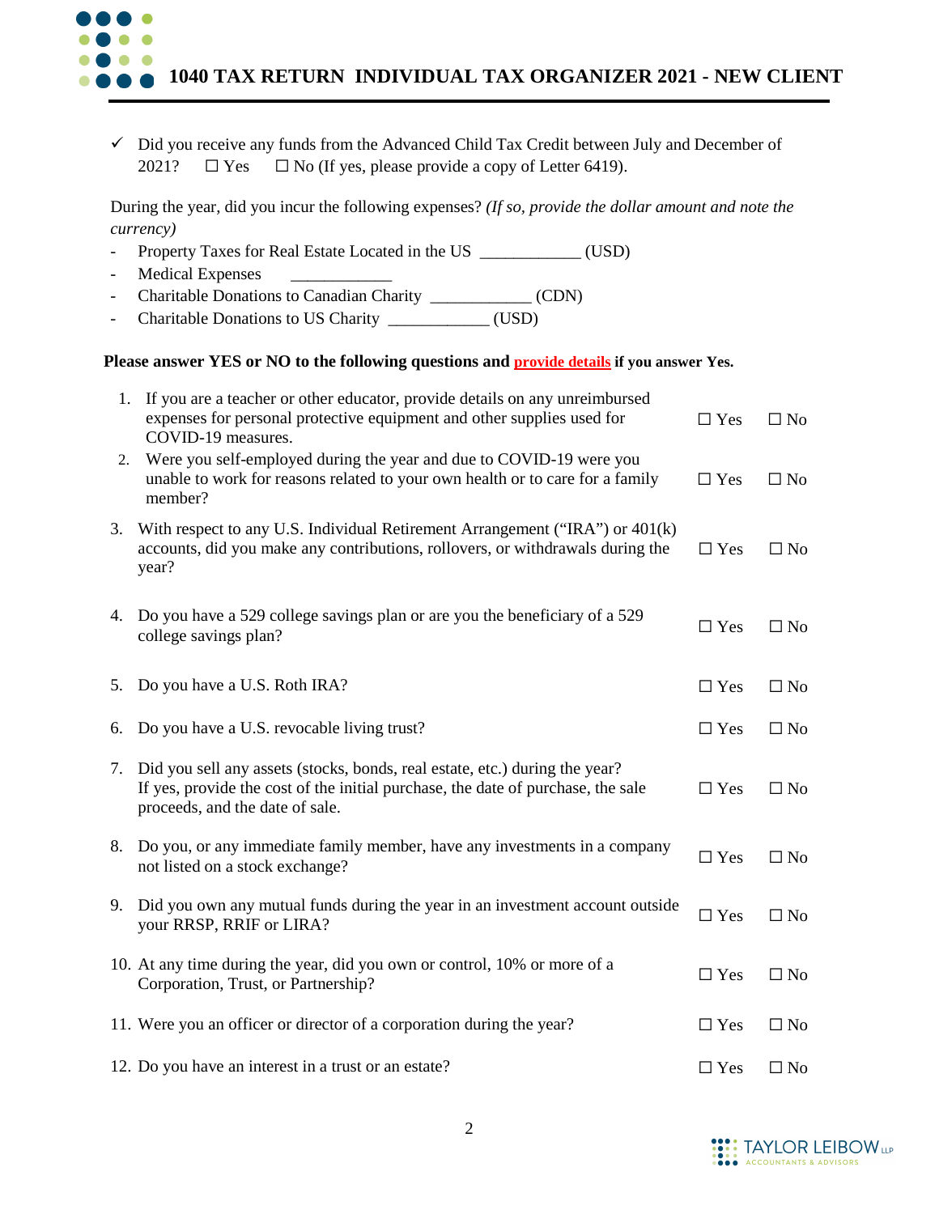# 1040 TAX RETURN INDIVIDUAL TAX ORGANIZER 2021 - NEW CLIENT

✓ Did you receive any funds from the Advanced Child Tax Credit between July and December of 2021? ☐ Yes ☐ No (If yes, please provide a copy of Letter 6419).

During the year, did you incur the following expenses? *(If so, provide the dollar amount and note the currency)*

- Property Taxes for Real Estate Located in the US ____________ (USD)
- Medical Expenses ____________
- Charitable Donations to Canadian Charity ____________ (CDN)
- Charitable Donations to US Charity ____________ (USD)

**Please answer YES or NO to the following questions and provide details if you answer Yes.**

| # | Question | Yes | No |
|---|---|---|---|
| 1. | If you are a teacher or other educator, provide details on any unreimbursed expenses for personal protective equipment and other supplies used for COVID-19 measures. | ☐ Yes | ☐ No |
| 2. | Were you self-employed during the year and due to COVID-19 were you unable to work for reasons related to your own health or to care for a family member? | ☐ Yes | ☐ No |
| 3. | With respect to any U.S. Individual Retirement Arrangement ("IRA") or 401(k) accounts, did you make any contributions, rollovers, or withdrawals during the year? | ☐ Yes | ☐ No |
| 4. | Do you have a 529 college savings plan or are you the beneficiary of a 529 college savings plan? | ☐ Yes | ☐ No |
| 5. | Do you have a U.S. Roth IRA? | ☐ Yes | ☐ No |
| 6. | Do you have a U.S. revocable living trust? | ☐ Yes | ☐ No |
| 7. | Did you sell any assets (stocks, bonds, real estate, etc.) during the year? If yes, provide the cost of the initial purchase, the date of purchase, the sale proceeds, and the date of sale. | ☐ Yes | ☐ No |
| 8. | Do you, or any immediate family member, have any investments in a company not listed on a stock exchange? | ☐ Yes | ☐ No |
| 9. | Did you own any mutual funds during the year in an investment account outside your RRSP, RRIF or LIRA? | ☐ Yes | ☐ No |
| 10. | At any time during the year, did you own or control, 10% or more of a Corporation, Trust, or Partnership? | ☐ Yes | ☐ No |
| 11. | Were you an officer or director of a corporation during the year? | ☐ Yes | ☐ No |
| 12. | Do you have an interest in a trust or an estate? | ☐ Yes | ☐ No |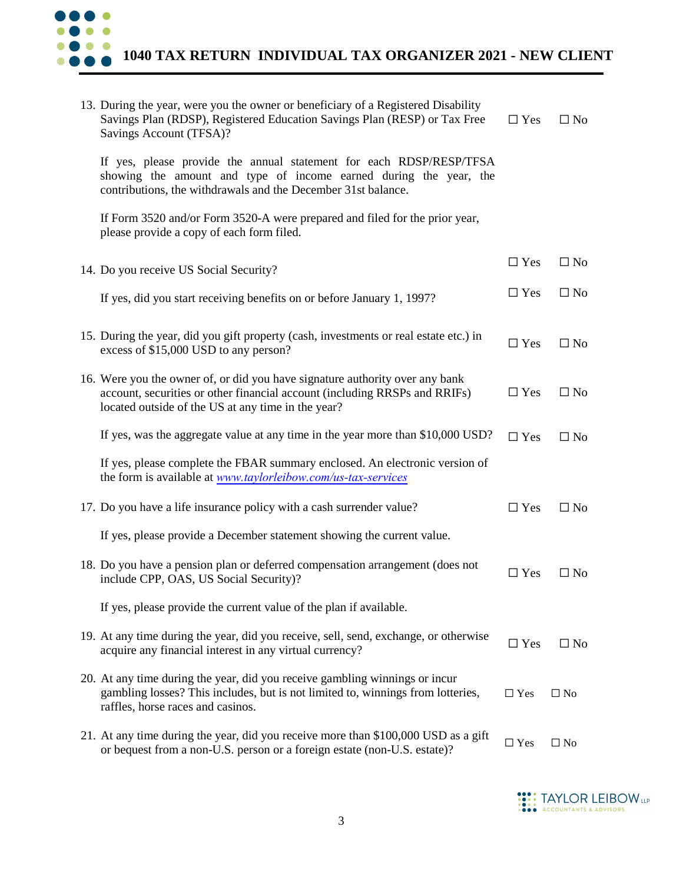13. During the year, were you the owner or beneficiary of a Registered Disability Savings Plan (RDSP), Registered Education Savings Plan (RESP) or Tax Free Savings Account (TFSA)? ☐ Yes ☐ No

    If yes, please provide the annual statement for each RDSP/RESP/TFSA showing the amount and type of income earned during the year, the contributions, the withdrawals and the December 31st balance.

    If Form 3520 and/or Form 3520-A were prepared and filed for the prior year, please provide a copy of each form filed.

14. Do you receive US Social Security? ☐ Yes ☐ No

    If yes, did you start receiving benefits on or before January 1, 1997? ☐ Yes ☐ No

15. During the year, did you gift property (cash, investments or real estate etc.) in excess of $15,000 USD to any person? ☐ Yes ☐ No

16. Were you the owner of, or did you have signature authority over any bank account, securities or other financial account (including RRSPs and RRIFs) located outside of the US at any time in the year? ☐ Yes ☐ No

    If yes, was the aggregate value at any time in the year more than $10,000 USD? ☐ Yes ☐ No

    If yes, please complete the FBAR summary enclosed. An electronic version of the form is available at *www.taylorleibow.com/us-tax-services*

17. Do you have a life insurance policy with a cash surrender value? ☐ Yes ☐ No

    If yes, please provide a December statement showing the current value.

18. Do you have a pension plan or deferred compensation arrangement (does not include CPP, OAS, US Social Security)? ☐ Yes ☐ No

    If yes, please provide the current value of the plan if available.

19. At any time during the year, did you receive, sell, send, exchange, or otherwise acquire any financial interest in any virtual currency? ☐ Yes ☐ No

20. At any time during the year, did you receive gambling winnings or incur gambling losses? This includes, but is not limited to, winnings from lotteries, raffles, horse races and casinos. ☐ Yes ☐ No

21. At any time during the year, did you receive more than $100,000 USD as a gift or bequest from a non-U.S. person or a foreign estate (non-U.S. estate)? ☐ Yes ☐ No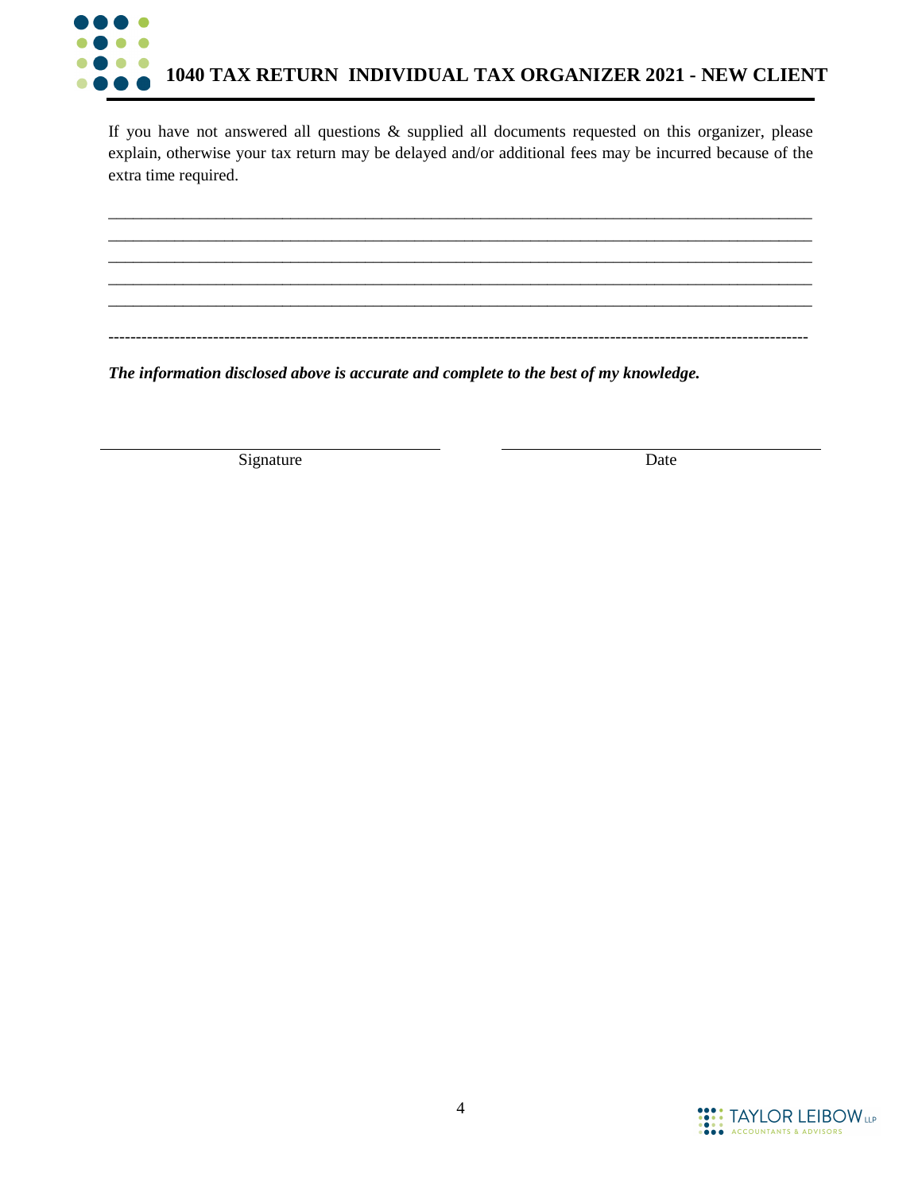# 1040 TAX RETURN INDIVIDUAL TAX ORGANIZER 2021 - NEW CLIENT

If you have not answered all questions & supplied all documents requested on this organizer, please explain, otherwise your tax return may be delayed and/or additional fees may be incurred because of the extra time required.

_______________________________________________________________________________

_______________________________________________________________________________

_______________________________________________________________________________

_______________________________________________________________________________

_______________________________________________________________________________

---

***The information disclosed above is accurate and complete to the best of my knowledge.***

______________________________ Signature

______________________________ Date